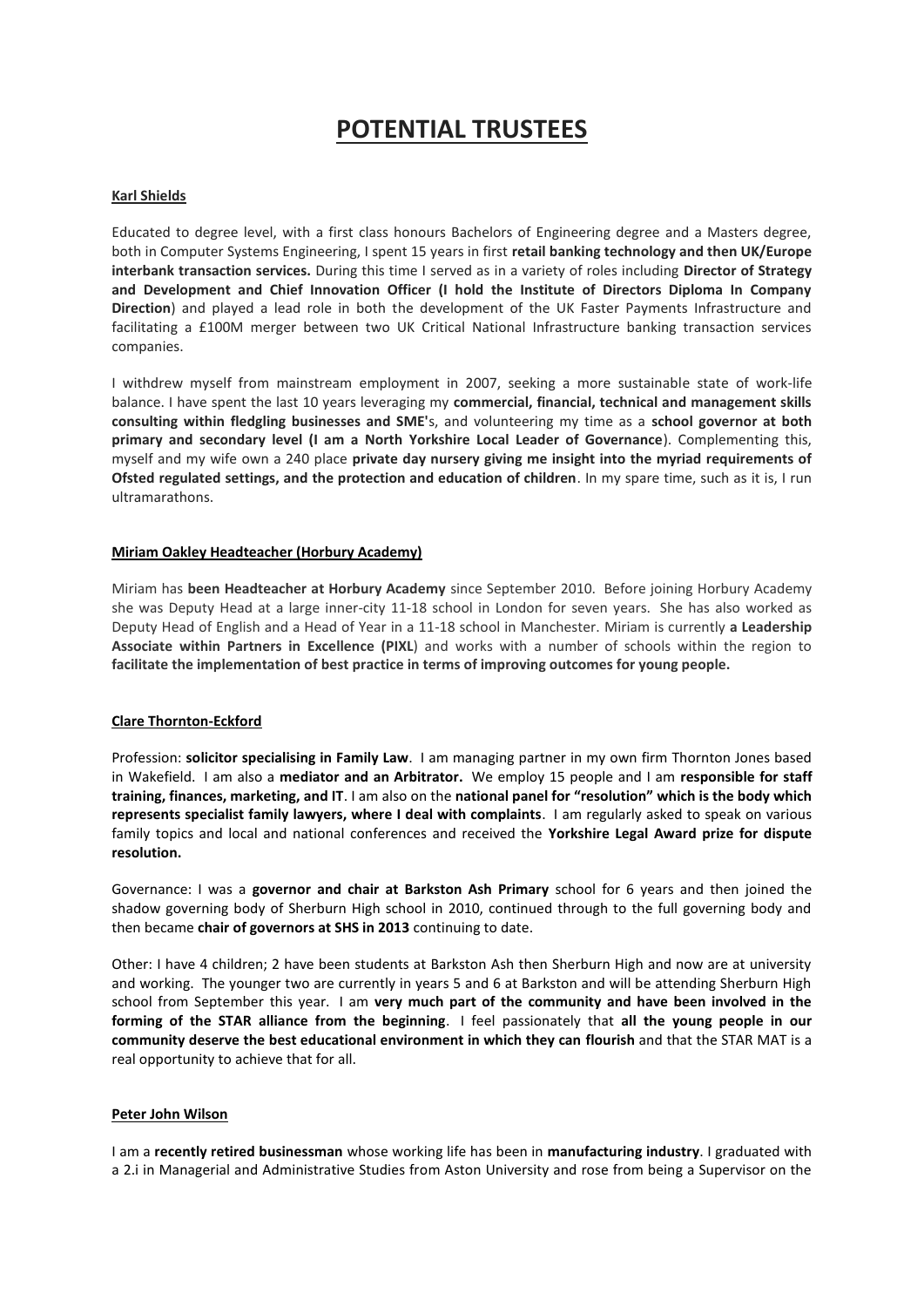# POTENTIAL TRUSTEES

**Karl Shields**

Educated to degree level, with a first class honours Bachelors of Engineering degree and a Masters degree, both in Computer Systems Engineering, I spent 15 years in first **retail banking technology and then UK/Europe interbank transaction services.** During this time I served as in a variety of roles including **Director of Strategy and Development and Chief Innovation Officer (I hold the Institute of Directors Diploma In Company Direction**) and played a lead role in both the development of the UK Faster Payments Infrastructure and facilitating a £100M merger between two UK Critical National Infrastructure banking transaction services companies.

I withdrew myself from mainstream employment in 2007, seeking a more sustainable state of work-life balance. I have spent the last 10 years leveraging my **commercial, financial, technical and management skills consulting within fledgling businesses and SME'**s, and volunteering my time as a **school governor at both primary and secondary level (I am a North Yorkshire Local Leader of Governance**). Complementing this, myself and my wife own a 240 place **private day nursery giving me insight into the myriad requirements of Ofsted regulated settings, and the protection and education of children**. In my spare time, such as it is, I run ultramarathons.

**Miriam Oakley Headteacher (Horbury Academy)**

Miriam has **been Headteacher at Horbury Academy** since September 2010. Before joining Horbury Academy she was Deputy Head at a large inner-city 11-18 school in London for seven years. She has also worked as Deputy Head of English and a Head of Year in a 11-18 school in Manchester. Miriam is currently **a Leadership Associate within Partners in Excellence (PIXL**) and works with a number of schools within the region to **facilitate the implementation of best practice in terms of improving outcomes for young people.**

**Clare Thornton-Eckford**

Profession: **solicitor specialising in Family Law**. I am managing partner in my own firm Thornton Jones based in Wakefield. I am also a **mediator and an Arbitrator.** We employ 15 people and I am **responsible for staff training, finances, marketing, and IT**. I am also on the **national panel for "resolution" which is the body which represents specialist family lawyers, where I deal with complaints**. I am regularly asked to speak on various family topics and local and national conferences and received the **Yorkshire Legal Award prize for dispute resolution.**

Governance: I was a **governor and chair at Barkston Ash Primary** school for 6 years and then joined the shadow governing body of Sherburn High school in 2010, continued through to the full governing body and then became **chair of governors at SHS in 2013** continuing to date.

Other: I have 4 children; 2 have been students at Barkston Ash then Sherburn High and now are at university and working. The younger two are currently in years 5 and 6 at Barkston and will be attending Sherburn High school from September this year. I am **very much part of the community and have been involved in the forming of the STAR alliance from the beginning**. I feel passionately that **all the young people in our community deserve the best educational environment in which they can flourish** and that the STAR MAT is a real opportunity to achieve that for all.

**Peter John Wilson**

I am a **recently retired businessman** whose working life has been in **manufacturing industry**. I graduated with a 2.i in Managerial and Administrative Studies from Aston University and rose from being a Supervisor on the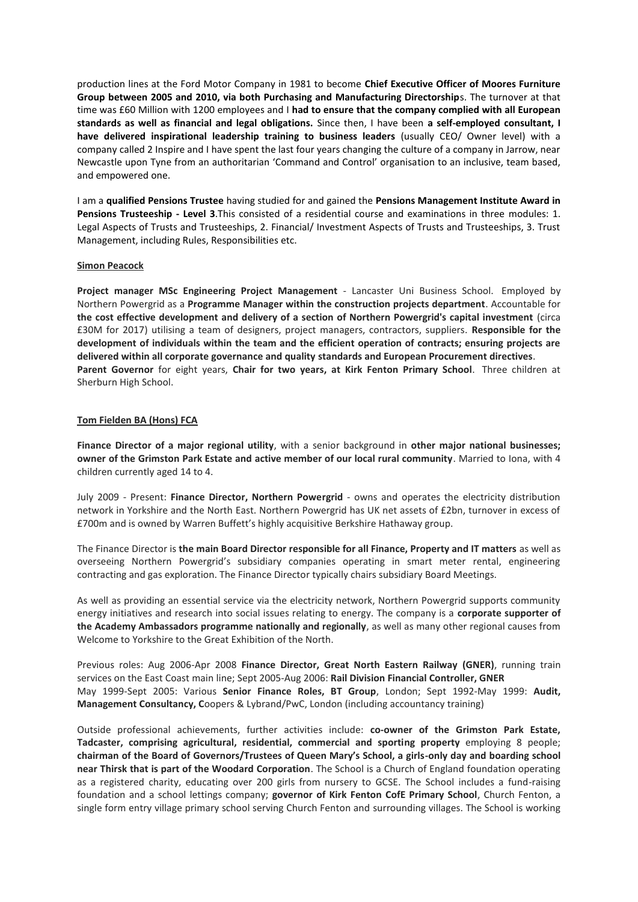production lines at the Ford Motor Company in 1981 to become **Chief Executive Officer of Moores Furniture Group between 2005 and 2010, via both Purchasing and Manufacturing Directorship**s. The turnover at that time was £60 Million with 1200 employees and I **had to ensure that the company complied with all European standards as well as financial and legal obligations.** Since then, I have been **a self-employed consultant, I have delivered inspirational leadership training to business leaders** (usually CEO/ Owner level) with a company called 2 Inspire and I have spent the last four years changing the culture of a company in Jarrow, near Newcastle upon Tyne from an authoritarian 'Command and Control' organisation to an inclusive, team based, and empowered one.

I am a **qualified Pensions Trustee** having studied for and gained the **Pensions Management Institute Award in Pensions Trusteeship - Level 3**.This consisted of a residential course and examinations in three modules: 1. Legal Aspects of Trusts and Trusteeships, 2. Financial/ Investment Aspects of Trusts and Trusteeships, 3. Trust Management, including Rules, Responsibilities etc.

**Simon Peacock**

**Project manager MSc Engineering Project Management** - Lancaster Uni Business School. Employed by Northern Powergrid as a **Programme Manager within the construction projects department**. Accountable for **the cost effective development and delivery of a section of Northern Powergrid's capital investment** (circa £30M for 2017) utilising a team of designers, project managers, contractors, suppliers. **Responsible for the development of individuals within the team and the efficient operation of contracts; ensuring projects are delivered within all corporate governance and quality standards and European Procurement directives**.
**Parent Governor** for eight years, **Chair for two years, at Kirk Fenton Primary School**. Three children at Sherburn High School.

**Tom Fielden BA (Hons) FCA**

**Finance Director of a major regional utility**, with a senior background in **other major national businesses; owner of the Grimston Park Estate and active member of our local rural community**. Married to Iona, with 4 children currently aged 14 to 4.

July 2009 - Present: **Finance Director, Northern Powergrid** - owns and operates the electricity distribution network in Yorkshire and the North East. Northern Powergrid has UK net assets of £2bn, turnover in excess of £700m and is owned by Warren Buffett's highly acquisitive Berkshire Hathaway group.

The Finance Director is **the main Board Director responsible for all Finance, Property and IT matters** as well as overseeing Northern Powergrid's subsidiary companies operating in smart meter rental, engineering contracting and gas exploration. The Finance Director typically chairs subsidiary Board Meetings.

As well as providing an essential service via the electricity network, Northern Powergrid supports community energy initiatives and research into social issues relating to energy. The company is a **corporate supporter of the Academy Ambassadors programme nationally and regionally**, as well as many other regional causes from Welcome to Yorkshire to the Great Exhibition of the North.

Previous roles: Aug 2006-Apr 2008 **Finance Director, Great North Eastern Railway (GNER)**, running train services on the East Coast main line; Sept 2005-Aug 2006: **Rail Division Financial Controller, GNER**
May 1999-Sept 2005: Various **Senior Finance Roles, BT Group**, London; Sept 1992-May 1999: **Audit, Management Consultancy, C**oopers & Lybrand/PwC, London (including accountancy training)

Outside professional achievements, further activities include: **co-owner of the Grimston Park Estate, Tadcaster, comprising agricultural, residential, commercial and sporting property** employing 8 people; **chairman of the Board of Governors/Trustees of Queen Mary's School, a girls-only day and boarding school near Thirsk that is part of the Woodard Corporation**. The School is a Church of England foundation operating as a registered charity, educating over 200 girls from nursery to GCSE. The School includes a fund-raising foundation and a school lettings company; **governor of Kirk Fenton CofE Primary School**, Church Fenton, a single form entry village primary school serving Church Fenton and surrounding villages. The School is working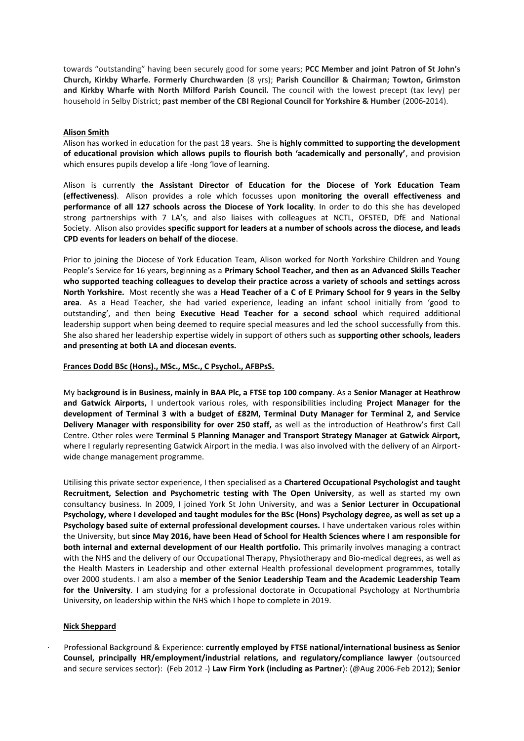towards "outstanding" having been securely good for some years; **PCC Member and joint Patron of St John's Church, Kirkby Wharfe. Formerly Churchwarden** (8 yrs); **Parish Councillor & Chairman; Towton, Grimston and Kirkby Wharfe with North Milford Parish Council.** The council with the lowest precept (tax levy) per household in Selby District; **past member of the CBI Regional Council for Yorkshire & Humber** (2006-2014).

**Alison Smith**

Alison has worked in education for the past 18 years. She is **highly committed to supporting the development of educational provision which allows pupils to flourish both 'academically and personally'**, and provision which ensures pupils develop a life -long 'love of learning.

Alison is currently **the Assistant Director of Education for the Diocese of York Education Team (effectiveness)**. Alison provides a role which focusses upon **monitoring the overall effectiveness and performance of all 127 schools across the Diocese of York locality**. In order to do this she has developed strong partnerships with 7 LA's, and also liaises with colleagues at NCTL, OFSTED, DfE and National Society. Alison also provides **specific support for leaders at a number of schools across the diocese, and leads CPD events for leaders on behalf of the diocese**.

Prior to joining the Diocese of York Education Team, Alison worked for North Yorkshire Children and Young People's Service for 16 years, beginning as a **Primary School Teacher, and then as an Advanced Skills Teacher who supported teaching colleagues to develop their practice across a variety of schools and settings across North Yorkshire.** Most recently she was a **Head Teacher of a C of E Primary School for 9 years in the Selby area**. As a Head Teacher, she had varied experience, leading an infant school initially from 'good to outstanding', and then being **Executive Head Teacher for a second school** which required additional leadership support when being deemed to require special measures and led the school successfully from this. She also shared her leadership expertise widely in support of others such as **supporting other schools, leaders and presenting at both LA and diocesan events.**

**Frances Dodd BSc (Hons)., MSc., MSc., C Psychol., AFBPsS.**

My b**ackground is in Business, mainly in BAA Plc, a FTSE top 100 company**. As a **Senior Manager at Heathrow and Gatwick Airports,** I undertook various roles, with responsibilities including **Project Manager for the development of Terminal 3 with a budget of £82M, Terminal Duty Manager for Terminal 2, and Service Delivery Manager with responsibility for over 250 staff,** as well as the introduction of Heathrow's first Call Centre. Other roles were **Terminal 5 Planning Manager and Transport Strategy Manager at Gatwick Airport,** where I regularly representing Gatwick Airport in the media. I was also involved with the delivery of an Airport-wide change management programme.

Utilising this private sector experience, I then specialised as a **Chartered Occupational Psychologist and taught Recruitment, Selection and Psychometric testing with The Open University**, as well as started my own consultancy business. In 2009, I joined York St John University, and was a **Senior Lecturer in Occupational Psychology, where I developed and taught modules for the BSc (Hons) Psychology degree, as well as set up a Psychology based suite of external professional development courses.** I have undertaken various roles within the University, but **since May 2016, have been Head of School for Health Sciences where I am responsible for both internal and external development of our Health portfolio.** This primarily involves managing a contract with the NHS and the delivery of our Occupational Therapy, Physiotherapy and Bio-medical degrees, as well as the Health Masters in Leadership and other external Health professional development programmes, totally over 2000 students. I am also a **member of the Senior Leadership Team and the Academic Leadership Team for the University**. I am studying for a professional doctorate in Occupational Psychology at Northumbria University, on leadership within the NHS which I hope to complete in 2019.

**Nick Sheppard**

- Professional Background & Experience: **currently employed by FTSE national/international business as Senior Counsel, principally HR/employment/industrial relations, and regulatory/compliance lawyer** (outsourced and secure services sector): (Feb 2012 -) **Law Firm York (including as Partner**): (@Aug 2006-Feb 2012); **Senior**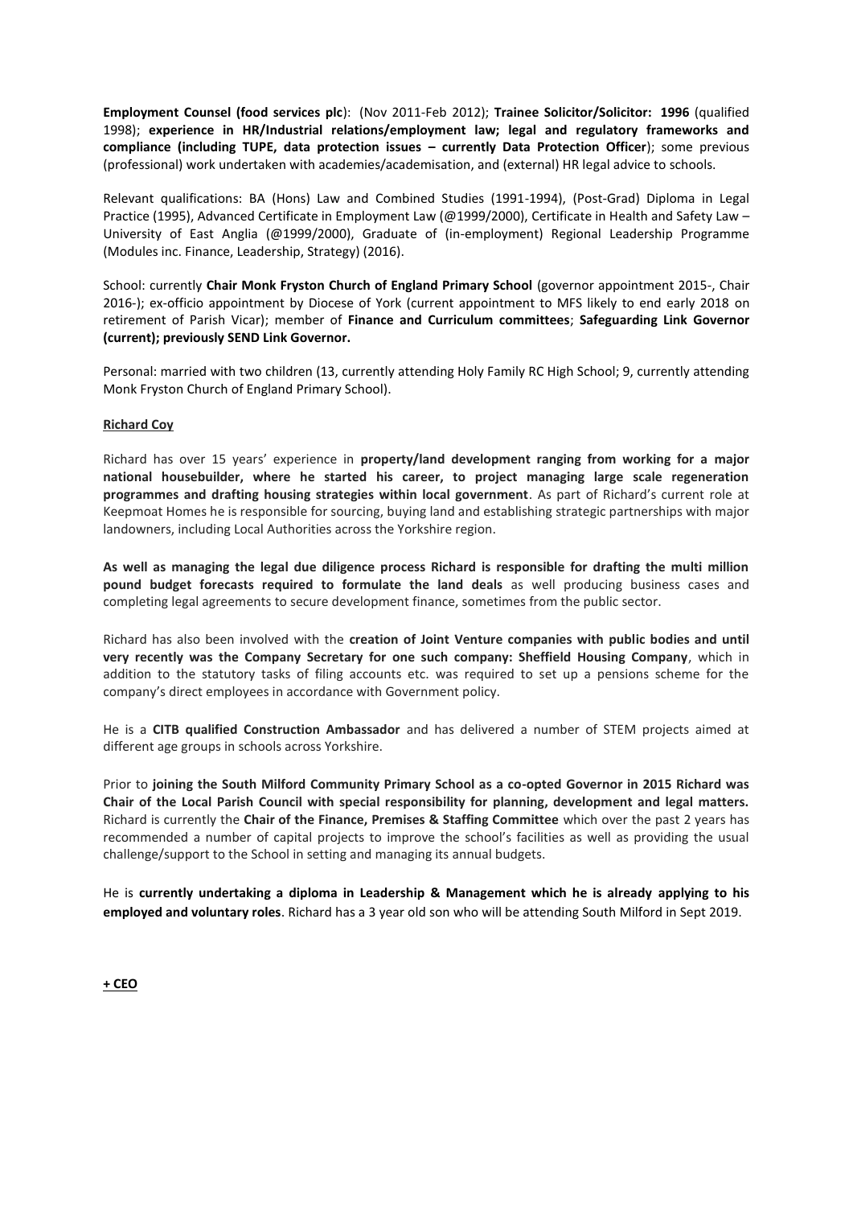**Employment Counsel (food services plc**): (Nov 2011-Feb 2012); **Trainee Solicitor/Solicitor: 1996** (qualified 1998); **experience in HR/Industrial relations/employment law; legal and regulatory frameworks and compliance (including TUPE, data protection issues – currently Data Protection Officer**); some previous (professional) work undertaken with academies/academisation, and (external) HR legal advice to schools.

Relevant qualifications: BA (Hons) Law and Combined Studies (1991-1994), (Post-Grad) Diploma in Legal Practice (1995), Advanced Certificate in Employment Law (@1999/2000), Certificate in Health and Safety Law – University of East Anglia (@1999/2000), Graduate of (in-employment) Regional Leadership Programme (Modules inc. Finance, Leadership, Strategy) (2016).

School: currently **Chair Monk Fryston Church of England Primary School** (governor appointment 2015-, Chair 2016-); ex-officio appointment by Diocese of York (current appointment to MFS likely to end early 2018 on retirement of Parish Vicar); member of **Finance and Curriculum committees**; **Safeguarding Link Governor (current); previously SEND Link Governor.**

Personal: married with two children (13, currently attending Holy Family RC High School; 9, currently attending Monk Fryston Church of England Primary School).

**Richard Coy**

Richard has over 15 years' experience in **property/land development ranging from working for a major national housebuilder, where he started his career, to project managing large scale regeneration programmes and drafting housing strategies within local government**. As part of Richard's current role at Keepmoat Homes he is responsible for sourcing, buying land and establishing strategic partnerships with major landowners, including Local Authorities across the Yorkshire region.

**As well as managing the legal due diligence process Richard is responsible for drafting the multi million pound budget forecasts required to formulate the land deals** as well producing business cases and completing legal agreements to secure development finance, sometimes from the public sector.

Richard has also been involved with the **creation of Joint Venture companies with public bodies and until very recently was the Company Secretary for one such company: Sheffield Housing Company**, which in addition to the statutory tasks of filing accounts etc. was required to set up a pensions scheme for the company's direct employees in accordance with Government policy.

He is a **CITB qualified Construction Ambassador** and has delivered a number of STEM projects aimed at different age groups in schools across Yorkshire.

Prior to **joining the South Milford Community Primary School as a co-opted Governor in 2015 Richard was Chair of the Local Parish Council with special responsibility for planning, development and legal matters.** Richard is currently the **Chair of the Finance, Premises & Staffing Committee** which over the past 2 years has recommended a number of capital projects to improve the school's facilities as well as providing the usual challenge/support to the School in setting and managing its annual budgets.

He is **currently undertaking a diploma in Leadership & Management which he is already applying to his employed and voluntary roles**. Richard has a 3 year old son who will be attending South Milford in Sept 2019.

**+ CEO**